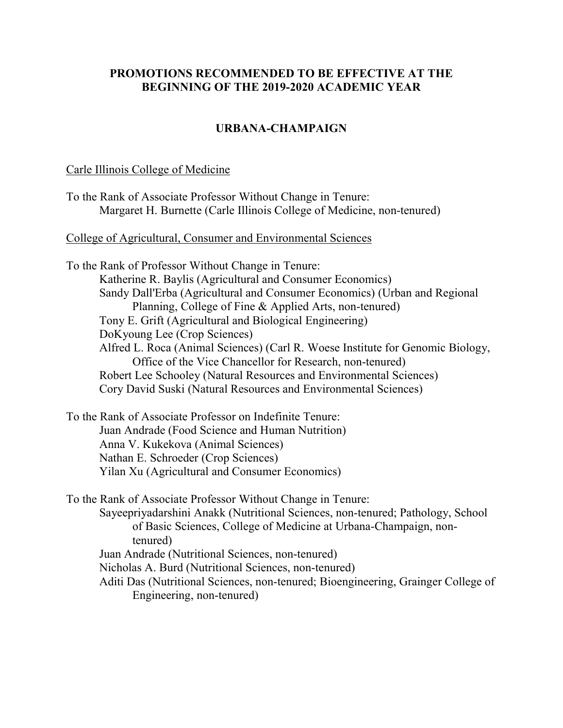# PROMOTIONS RECOMMENDED TO BE EFFECTIVE AT THE BEGINNING OF THE 2019-2020 ACADEMIC YEAR

## URBANA-CHAMPAIGN

### Carle Illinois College of Medicine

To the Rank of Associate Professor Without Change in Tenure:
- Margaret H. Burnette (Carle Illinois College of Medicine, non-tenured)

### College of Agricultural, Consumer and Environmental Sciences

To the Rank of Professor Without Change in Tenure:
- Katherine R. Baylis (Agricultural and Consumer Economics)
- Sandy Dall'Erba (Agricultural and Consumer Economics) (Urban and Regional Planning, College of Fine & Applied Arts, non-tenured)
- Tony E. Grift (Agricultural and Biological Engineering)
- DoKyoung Lee (Crop Sciences)
- Alfred L. Roca (Animal Sciences) (Carl R. Woese Institute for Genomic Biology, Office of the Vice Chancellor for Research, non-tenured)
- Robert Lee Schooley (Natural Resources and Environmental Sciences)
- Cory David Suski (Natural Resources and Environmental Sciences)

To the Rank of Associate Professor on Indefinite Tenure:
- Juan Andrade (Food Science and Human Nutrition)
- Anna V. Kukekova (Animal Sciences)
- Nathan E. Schroeder (Crop Sciences)
- Yilan Xu (Agricultural and Consumer Economics)

To the Rank of Associate Professor Without Change in Tenure:
- Sayeepriyadarshini Anakk (Nutritional Sciences, non-tenured; Pathology, School of Basic Sciences, College of Medicine at Urbana-Champaign, non-tenured)
- Juan Andrade (Nutritional Sciences, non-tenured)
- Nicholas A. Burd (Nutritional Sciences, non-tenured)
- Aditi Das (Nutritional Sciences, non-tenured; Bioengineering, Grainger College of Engineering, non-tenured)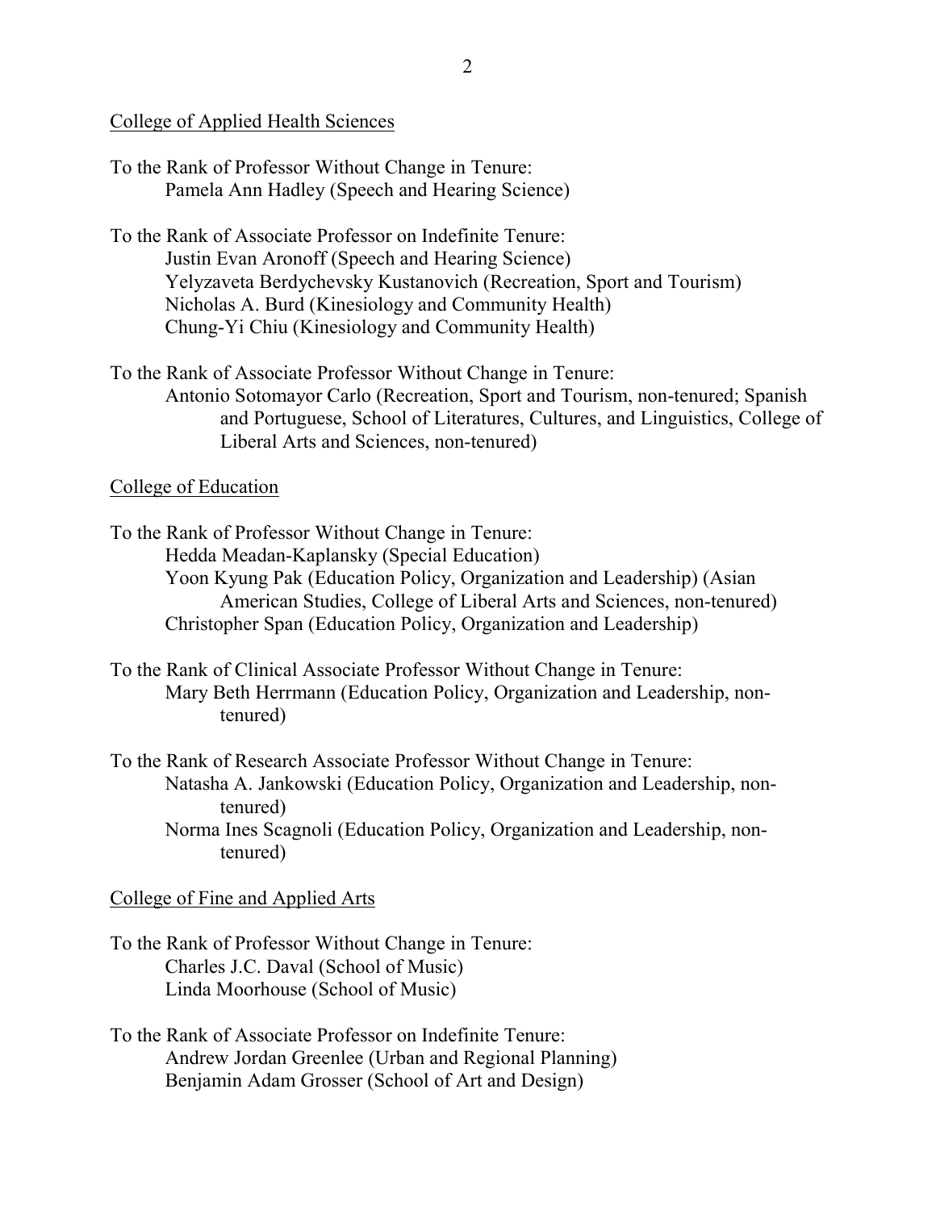College of Applied Health Sciences

To the Rank of Professor Without Change in Tenure:
Pamela Ann Hadley (Speech and Hearing Science)

To the Rank of Associate Professor on Indefinite Tenure:
Justin Evan Aronoff (Speech and Hearing Science)
Yelyzaveta Berdychevsky Kustanovich (Recreation, Sport and Tourism)
Nicholas A. Burd (Kinesiology and Community Health)
Chung-Yi Chiu (Kinesiology and Community Health)

To the Rank of Associate Professor Without Change in Tenure:
Antonio Sotomayor Carlo (Recreation, Sport and Tourism, non-tenured; Spanish and Portuguese, School of Literatures, Cultures, and Linguistics, College of Liberal Arts and Sciences, non-tenured)

College of Education

To the Rank of Professor Without Change in Tenure:
Hedda Meadan-Kaplansky (Special Education)
Yoon Kyung Pak (Education Policy, Organization and Leadership) (Asian American Studies, College of Liberal Arts and Sciences, non-tenured)
Christopher Span (Education Policy, Organization and Leadership)

To the Rank of Clinical Associate Professor Without Change in Tenure:
Mary Beth Herrmann (Education Policy, Organization and Leadership, non-tenured)

To the Rank of Research Associate Professor Without Change in Tenure:
Natasha A. Jankowski (Education Policy, Organization and Leadership, non-tenured)
Norma Ines Scagnoli (Education Policy, Organization and Leadership, non-tenured)

College of Fine and Applied Arts

To the Rank of Professor Without Change in Tenure:
Charles J.C. Daval (School of Music)
Linda Moorhouse (School of Music)

To the Rank of Associate Professor on Indefinite Tenure:
Andrew Jordan Greenlee (Urban and Regional Planning)
Benjamin Adam Grosser (School of Art and Design)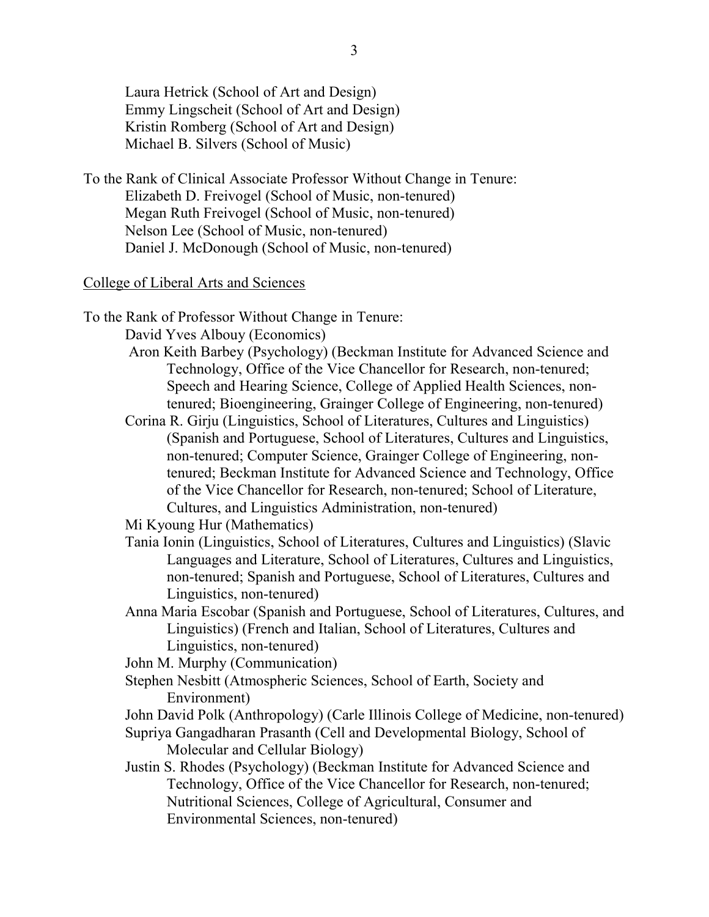Laura Hetrick (School of Art and Design)
Emmy Lingscheit (School of Art and Design)
Kristin Romberg (School of Art and Design)
Michael B. Silvers (School of Music)

To the Rank of Clinical Associate Professor Without Change in Tenure:
Elizabeth D. Freivogel (School of Music, non-tenured)
Megan Ruth Freivogel (School of Music, non-tenured)
Nelson Lee (School of Music, non-tenured)
Daniel J. McDonough (School of Music, non-tenured)

<u>College of Liberal Arts and Sciences</u>

To the Rank of Professor Without Change in Tenure:
David Yves Albouy (Economics)
Aron Keith Barbey (Psychology) (Beckman Institute for Advanced Science and Technology, Office of the Vice Chancellor for Research, non-tenured; Speech and Hearing Science, College of Applied Health Sciences, non-tenured; Bioengineering, Grainger College of Engineering, non-tenured)
Corina R. Girju (Linguistics, School of Literatures, Cultures and Linguistics) (Spanish and Portuguese, School of Literatures, Cultures and Linguistics, non-tenured; Computer Science, Grainger College of Engineering, non-tenured; Beckman Institute for Advanced Science and Technology, Office of the Vice Chancellor for Research, non-tenured; School of Literature, Cultures, and Linguistics Administration, non-tenured)
Mi Kyoung Hur (Mathematics)
Tania Ionin (Linguistics, School of Literatures, Cultures and Linguistics) (Slavic Languages and Literature, School of Literatures, Cultures and Linguistics, non-tenured; Spanish and Portuguese, School of Literatures, Cultures and Linguistics, non-tenured)
Anna Maria Escobar (Spanish and Portuguese, School of Literatures, Cultures, and Linguistics) (French and Italian, School of Literatures, Cultures and Linguistics, non-tenured)
John M. Murphy (Communication)
Stephen Nesbitt (Atmospheric Sciences, School of Earth, Society and Environment)
John David Polk (Anthropology) (Carle Illinois College of Medicine, non-tenured)
Supriya Gangadharan Prasanth (Cell and Developmental Biology, School of Molecular and Cellular Biology)
Justin S. Rhodes (Psychology) (Beckman Institute for Advanced Science and Technology, Office of the Vice Chancellor for Research, non-tenured; Nutritional Sciences, College of Agricultural, Consumer and Environmental Sciences, non-tenured)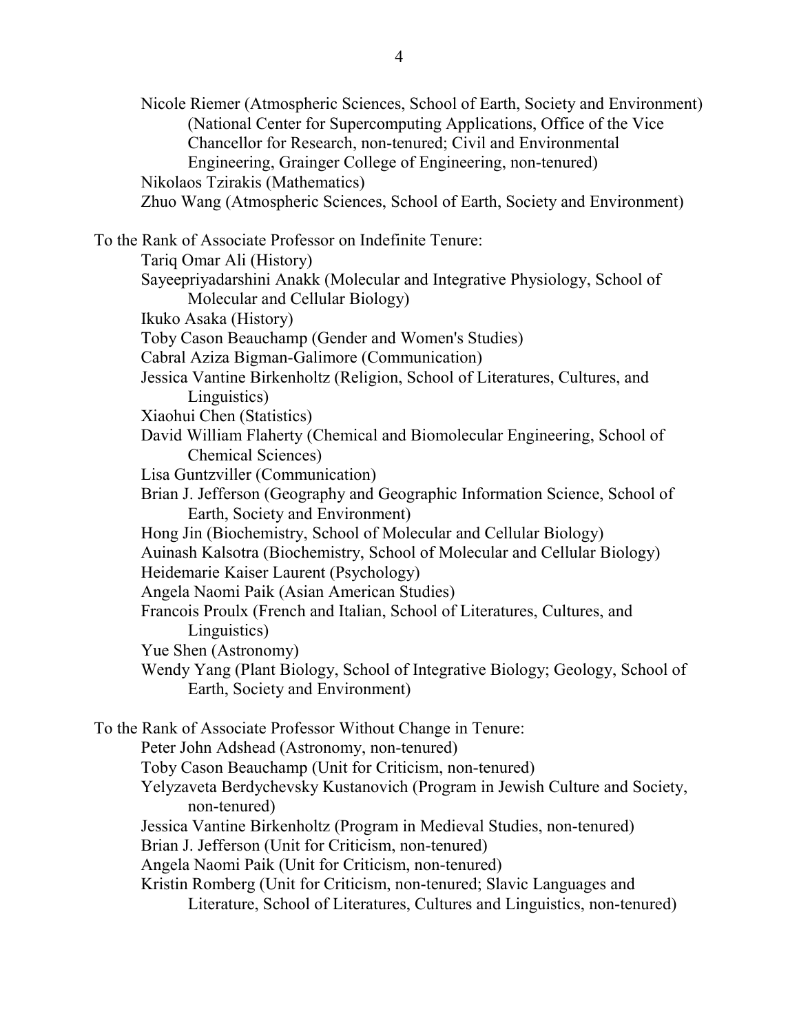Nicole Riemer (Atmospheric Sciences, School of Earth, Society and Environment) (National Center for Supercomputing Applications, Office of the Vice Chancellor for Research, non-tenured; Civil and Environmental Engineering, Grainger College of Engineering, non-tenured)
Nikolaos Tzirakis (Mathematics)
Zhuo Wang (Atmospheric Sciences, School of Earth, Society and Environment)

To the Rank of Associate Professor on Indefinite Tenure:

- Tariq Omar Ali (History)
- Sayeepriyadarshini Anakk (Molecular and Integrative Physiology, School of Molecular and Cellular Biology)
- Ikuko Asaka (History)
- Toby Cason Beauchamp (Gender and Women's Studies)
- Cabral Aziza Bigman-Galimore (Communication)
- Jessica Vantine Birkenholtz (Religion, School of Literatures, Cultures, and Linguistics)
- Xiaohui Chen (Statistics)
- David William Flaherty (Chemical and Biomolecular Engineering, School of Chemical Sciences)
- Lisa Guntzviller (Communication)
- Brian J. Jefferson (Geography and Geographic Information Science, School of Earth, Society and Environment)
- Hong Jin (Biochemistry, School of Molecular and Cellular Biology)
- Auinash Kalsotra (Biochemistry, School of Molecular and Cellular Biology)
- Heidemarie Kaiser Laurent (Psychology)
- Angela Naomi Paik (Asian American Studies)
- Francois Proulx (French and Italian, School of Literatures, Cultures, and Linguistics)
- Yue Shen (Astronomy)
- Wendy Yang (Plant Biology, School of Integrative Biology; Geology, School of Earth, Society and Environment)

To the Rank of Associate Professor Without Change in Tenure:

- Peter John Adshead (Astronomy, non-tenured)
- Toby Cason Beauchamp (Unit for Criticism, non-tenured)
- Yelyzaveta Berdychevsky Kustanovich (Program in Jewish Culture and Society, non-tenured)
- Jessica Vantine Birkenholtz (Program in Medieval Studies, non-tenured)
- Brian J. Jefferson (Unit for Criticism, non-tenured)
- Angela Naomi Paik (Unit for Criticism, non-tenured)
- Kristin Romberg (Unit for Criticism, non-tenured; Slavic Languages and Literature, School of Literatures, Cultures and Linguistics, non-tenured)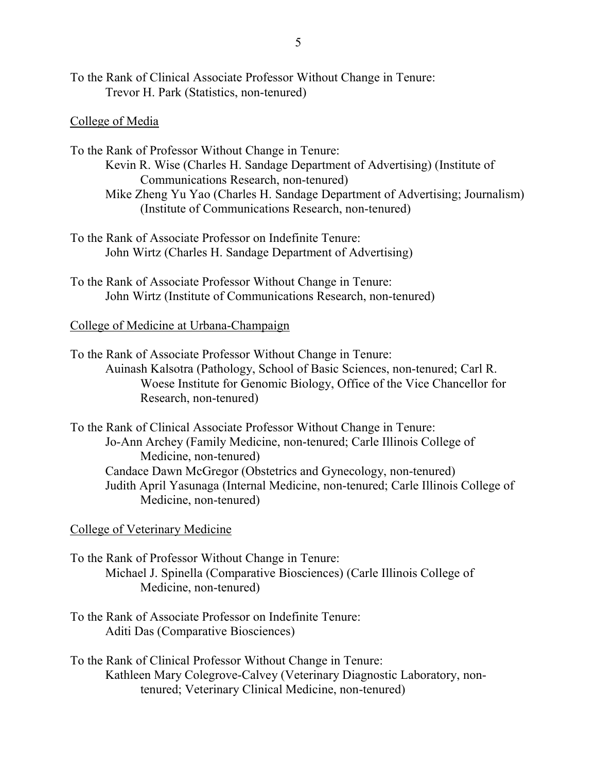To the Rank of Clinical Associate Professor Without Change in Tenure:

> Trevor H. Park (Statistics, non-tenured)

College of Media

To the Rank of Professor Without Change in Tenure:

> Kevin R. Wise (Charles H. Sandage Department of Advertising) (Institute of Communications Research, non-tenured)
>
> Mike Zheng Yu Yao (Charles H. Sandage Department of Advertising; Journalism) (Institute of Communications Research, non-tenured)

To the Rank of Associate Professor on Indefinite Tenure:

> John Wirtz (Charles H. Sandage Department of Advertising)

To the Rank of Associate Professor Without Change in Tenure:

> John Wirtz (Institute of Communications Research, non-tenured)

College of Medicine at Urbana-Champaign

To the Rank of Associate Professor Without Change in Tenure:

> Auinash Kalsotra (Pathology, School of Basic Sciences, non-tenured; Carl R. Woese Institute for Genomic Biology, Office of the Vice Chancellor for Research, non-tenured)

To the Rank of Clinical Associate Professor Without Change in Tenure:

> Jo-Ann Archey (Family Medicine, non-tenured; Carle Illinois College of Medicine, non-tenured)
>
> Candace Dawn McGregor (Obstetrics and Gynecology, non-tenured)
>
> Judith April Yasunaga (Internal Medicine, non-tenured; Carle Illinois College of Medicine, non-tenured)

College of Veterinary Medicine

To the Rank of Professor Without Change in Tenure:

> Michael J. Spinella (Comparative Biosciences) (Carle Illinois College of Medicine, non-tenured)

To the Rank of Associate Professor on Indefinite Tenure:

> Aditi Das (Comparative Biosciences)

To the Rank of Clinical Professor Without Change in Tenure:

> Kathleen Mary Colegrove-Calvey (Veterinary Diagnostic Laboratory, non-tenured; Veterinary Clinical Medicine, non-tenured)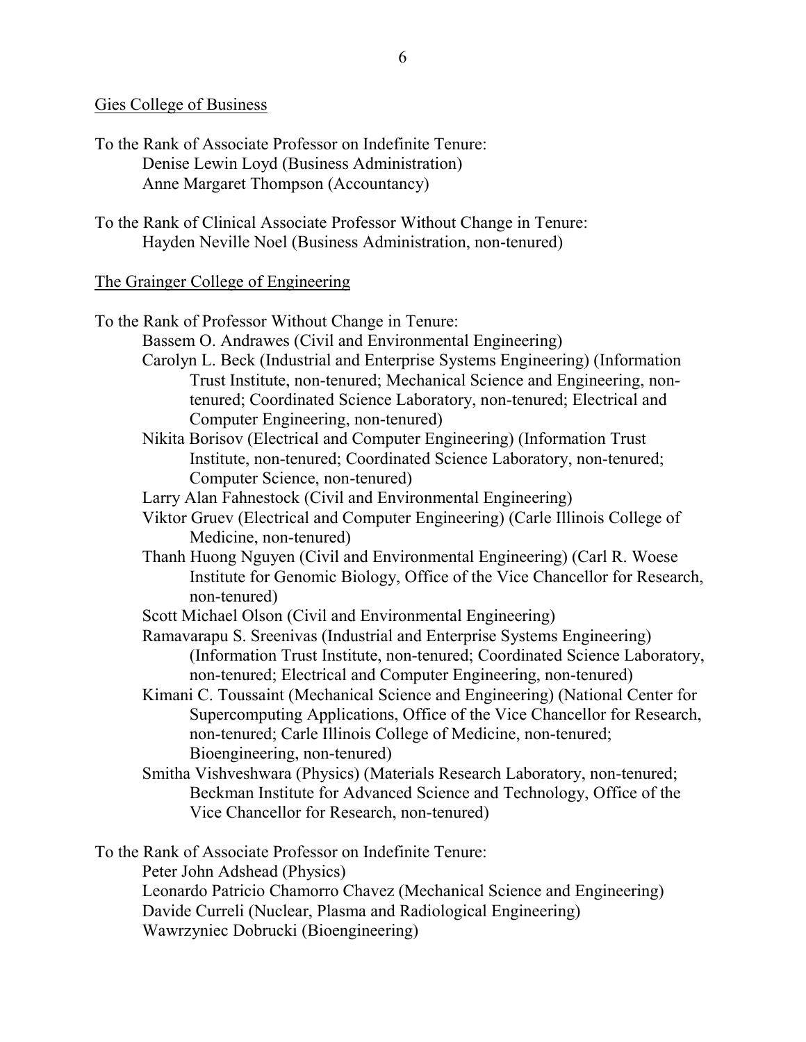Gies College of Business

To the Rank of Associate Professor on Indefinite Tenure:

- Denise Lewin Loyd (Business Administration)
- Anne Margaret Thompson (Accountancy)

To the Rank of Clinical Associate Professor Without Change in Tenure:

- Hayden Neville Noel (Business Administration, non-tenured)

The Grainger College of Engineering

To the Rank of Professor Without Change in Tenure:

- Bassem O. Andrawes (Civil and Environmental Engineering)
- Carolyn L. Beck (Industrial and Enterprise Systems Engineering) (Information Trust Institute, non-tenured; Mechanical Science and Engineering, non-tenured; Coordinated Science Laboratory, non-tenured; Electrical and Computer Engineering, non-tenured)
- Nikita Borisov (Electrical and Computer Engineering) (Information Trust Institute, non-tenured; Coordinated Science Laboratory, non-tenured; Computer Science, non-tenured)
- Larry Alan Fahnestock (Civil and Environmental Engineering)
- Viktor Gruev (Electrical and Computer Engineering) (Carle Illinois College of Medicine, non-tenured)
- Thanh Huong Nguyen (Civil and Environmental Engineering) (Carl R. Woese Institute for Genomic Biology, Office of the Vice Chancellor for Research, non-tenured)
- Scott Michael Olson (Civil and Environmental Engineering)
- Ramavarapu S. Sreenivas (Industrial and Enterprise Systems Engineering) (Information Trust Institute, non-tenured; Coordinated Science Laboratory, non-tenured; Electrical and Computer Engineering, non-tenured)
- Kimani C. Toussaint (Mechanical Science and Engineering) (National Center for Supercomputing Applications, Office of the Vice Chancellor for Research, non-tenured; Carle Illinois College of Medicine, non-tenured; Bioengineering, non-tenured)
- Smitha Vishveshwara (Physics) (Materials Research Laboratory, non-tenured; Beckman Institute for Advanced Science and Technology, Office of the Vice Chancellor for Research, non-tenured)

To the Rank of Associate Professor on Indefinite Tenure:

- Peter John Adshead (Physics)
- Leonardo Patricio Chamorro Chavez (Mechanical Science and Engineering)
- Davide Curreli (Nuclear, Plasma and Radiological Engineering)
- Wawrzyniec Dobrucki (Bioengineering)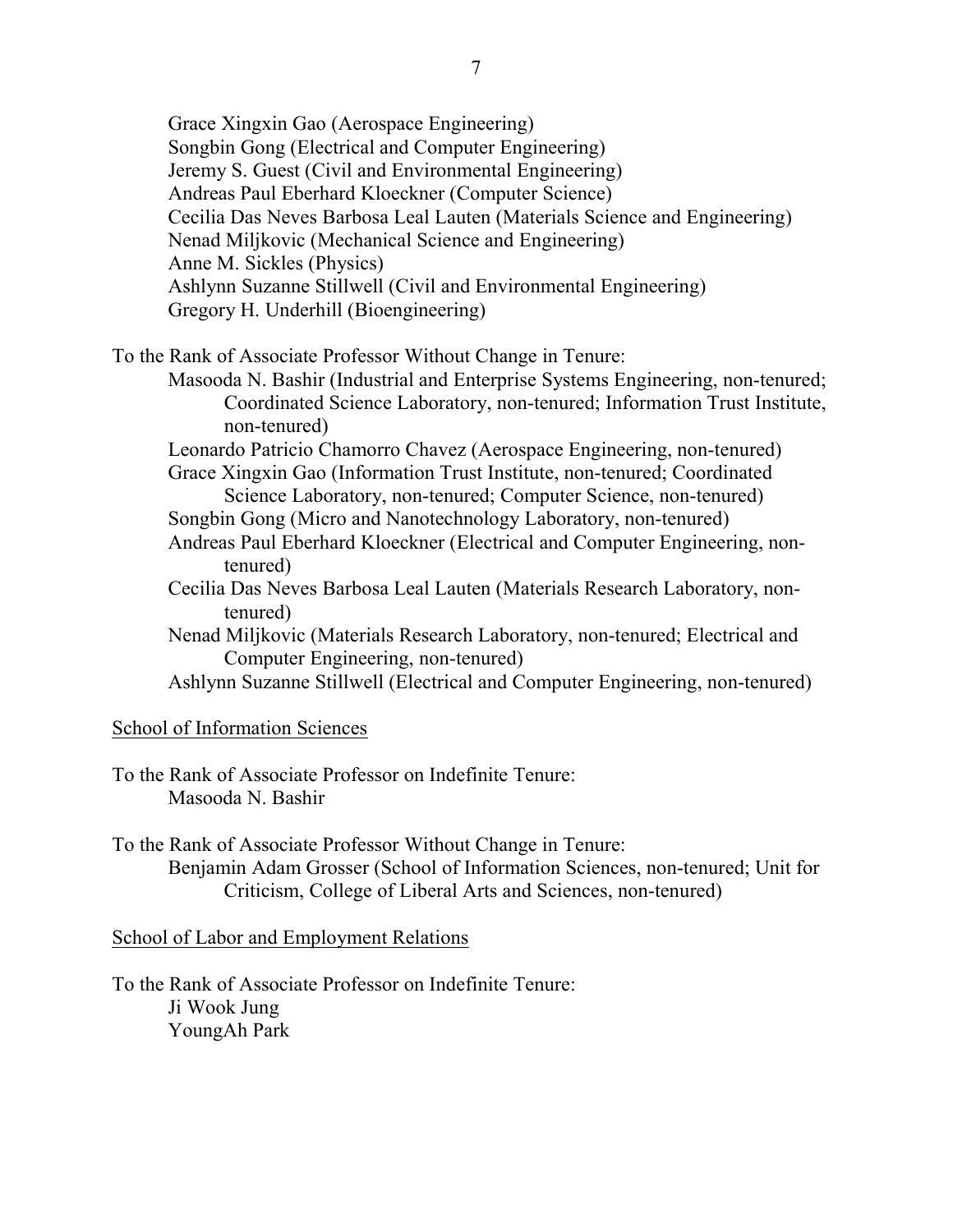Grace Xingxin Gao (Aerospace Engineering)
Songbin Gong (Electrical and Computer Engineering)
Jeremy S. Guest (Civil and Environmental Engineering)
Andreas Paul Eberhard Kloeckner (Computer Science)
Cecilia Das Neves Barbosa Leal Lauten (Materials Science and Engineering)
Nenad Miljkovic (Mechanical Science and Engineering)
Anne M. Sickles (Physics)
Ashlynn Suzanne Stillwell (Civil and Environmental Engineering)
Gregory H. Underhill (Bioengineering)

To the Rank of Associate Professor Without Change in Tenure:

Masooda N. Bashir (Industrial and Enterprise Systems Engineering, non-tenured; Coordinated Science Laboratory, non-tenured; Information Trust Institute, non-tenured)
Leonardo Patricio Chamorro Chavez (Aerospace Engineering, non-tenured)
Grace Xingxin Gao (Information Trust Institute, non-tenured; Coordinated Science Laboratory, non-tenured; Computer Science, non-tenured)
Songbin Gong (Micro and Nanotechnology Laboratory, non-tenured)
Andreas Paul Eberhard Kloeckner (Electrical and Computer Engineering, non-tenured)
Cecilia Das Neves Barbosa Leal Lauten (Materials Research Laboratory, non-tenured)
Nenad Miljkovic (Materials Research Laboratory, non-tenured; Electrical and Computer Engineering, non-tenured)
Ashlynn Suzanne Stillwell (Electrical and Computer Engineering, non-tenured)

School of Information Sciences

To the Rank of Associate Professor on Indefinite Tenure:

Masooda N. Bashir

To the Rank of Associate Professor Without Change in Tenure:

Benjamin Adam Grosser (School of Information Sciences, non-tenured; Unit for Criticism, College of Liberal Arts and Sciences, non-tenured)

School of Labor and Employment Relations

To the Rank of Associate Professor on Indefinite Tenure:

Ji Wook Jung
YoungAh Park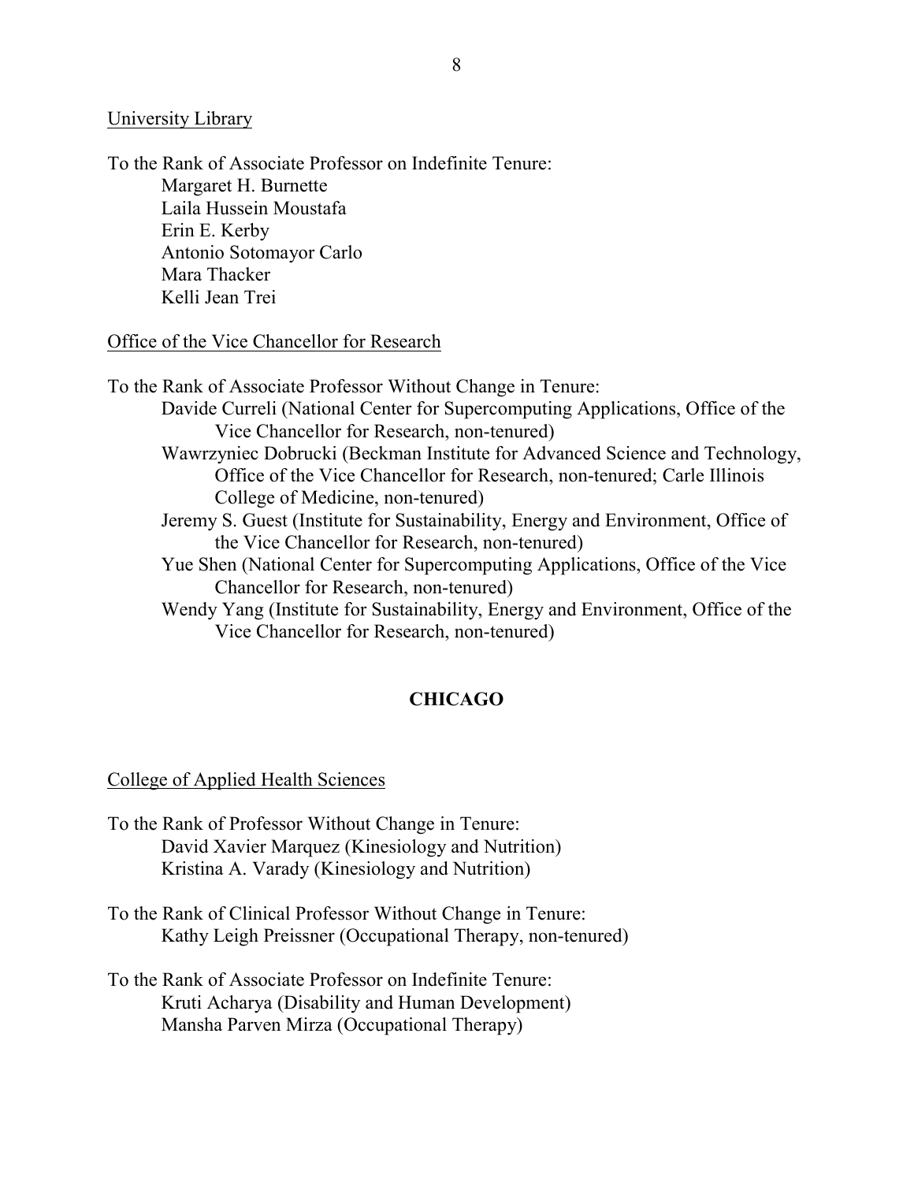University Library

To the Rank of Associate Professor on Indefinite Tenure:
- Margaret H. Burnette
- Laila Hussein Moustafa
- Erin E. Kerby
- Antonio Sotomayor Carlo
- Mara Thacker
- Kelli Jean Trei

Office of the Vice Chancellor for Research

To the Rank of Associate Professor Without Change in Tenure:
- Davide Curreli (National Center for Supercomputing Applications, Office of the Vice Chancellor for Research, non-tenured)
- Wawrzyniec Dobrucki (Beckman Institute for Advanced Science and Technology, Office of the Vice Chancellor for Research, non-tenured; Carle Illinois College of Medicine, non-tenured)
- Jeremy S. Guest (Institute for Sustainability, Energy and Environment, Office of the Vice Chancellor for Research, non-tenured)
- Yue Shen (National Center for Supercomputing Applications, Office of the Vice Chancellor for Research, non-tenured)
- Wendy Yang (Institute for Sustainability, Energy and Environment, Office of the Vice Chancellor for Research, non-tenured)

## CHICAGO

College of Applied Health Sciences

To the Rank of Professor Without Change in Tenure:
- David Xavier Marquez (Kinesiology and Nutrition)
- Kristina A. Varady (Kinesiology and Nutrition)

To the Rank of Clinical Professor Without Change in Tenure:
- Kathy Leigh Preissner (Occupational Therapy, non-tenured)

To the Rank of Associate Professor on Indefinite Tenure:
- Kruti Acharya (Disability and Human Development)
- Mansha Parven Mirza (Occupational Therapy)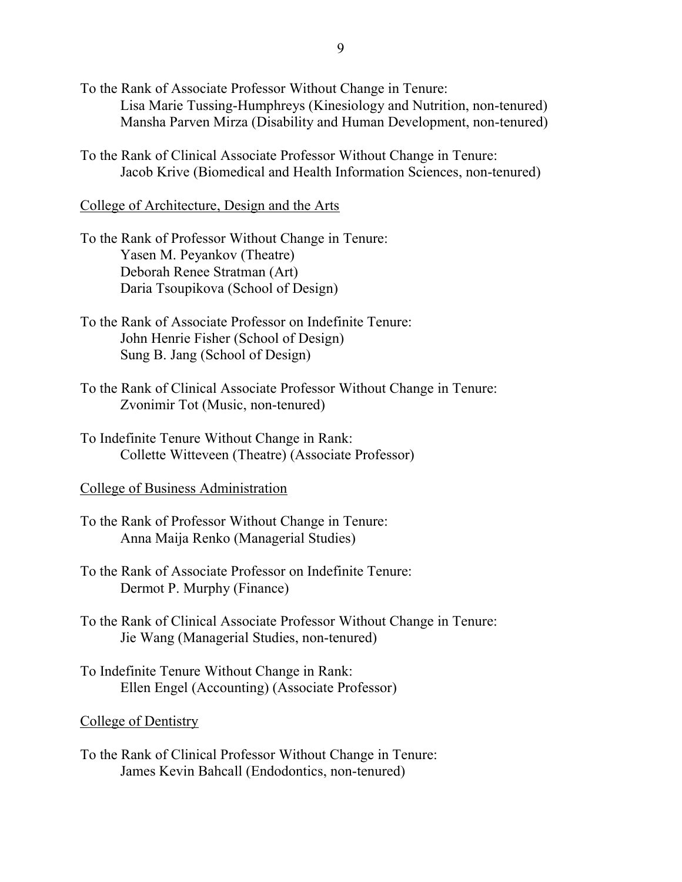To the Rank of Associate Professor Without Change in Tenure:

Lisa Marie Tussing-Humphreys (Kinesiology and Nutrition, non-tenured)
Mansha Parven Mirza (Disability and Human Development, non-tenured)

To the Rank of Clinical Associate Professor Without Change in Tenure:

Jacob Krive (Biomedical and Health Information Sciences, non-tenured)

<u>College of Architecture, Design and the Arts</u>

To the Rank of Professor Without Change in Tenure:

Yasen M. Peyankov (Theatre)
Deborah Renee Stratman (Art)
Daria Tsoupikova (School of Design)

To the Rank of Associate Professor on Indefinite Tenure:

John Henrie Fisher (School of Design)
Sung B. Jang (School of Design)

To the Rank of Clinical Associate Professor Without Change in Tenure:

Zvonimir Tot (Music, non-tenured)

To Indefinite Tenure Without Change in Rank:

Collette Witteveen (Theatre) (Associate Professor)

<u>College of Business Administration</u>

To the Rank of Professor Without Change in Tenure:

Anna Maija Renko (Managerial Studies)

To the Rank of Associate Professor on Indefinite Tenure:

Dermot P. Murphy (Finance)

To the Rank of Clinical Associate Professor Without Change in Tenure:

Jie Wang (Managerial Studies, non-tenured)

To Indefinite Tenure Without Change in Rank:

Ellen Engel (Accounting) (Associate Professor)

<u>College of Dentistry</u>

To the Rank of Clinical Professor Without Change in Tenure:

James Kevin Bahcall (Endodontics, non-tenured)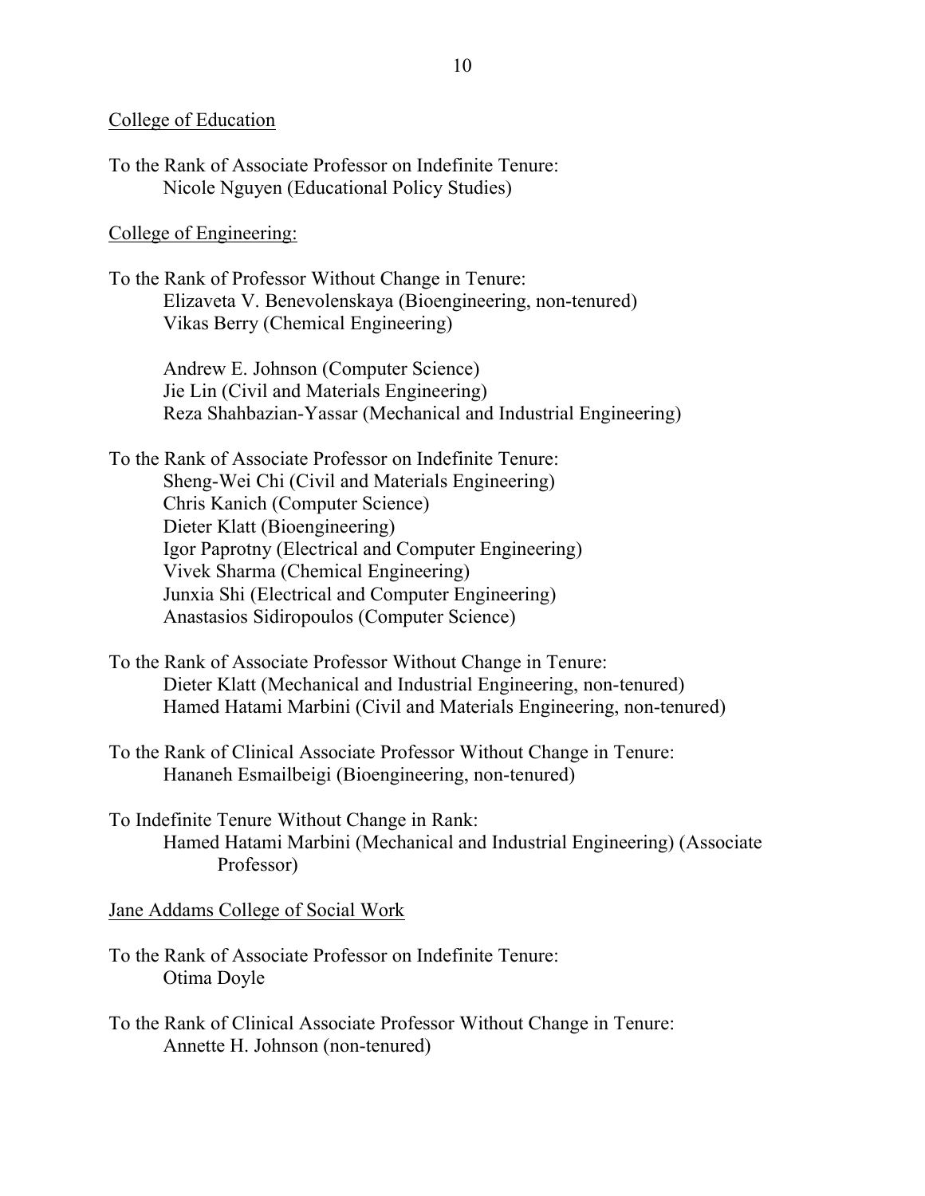College of Education

To the Rank of Associate Professor on Indefinite Tenure:
Nicole Nguyen (Educational Policy Studies)

College of Engineering:

To the Rank of Professor Without Change in Tenure:
Elizaveta V. Benevolenskaya (Bioengineering, non-tenured)
Vikas Berry (Chemical Engineering)

Andrew E. Johnson (Computer Science)
Jie Lin (Civil and Materials Engineering)
Reza Shahbazian-Yassar (Mechanical and Industrial Engineering)

To the Rank of Associate Professor on Indefinite Tenure:
Sheng-Wei Chi (Civil and Materials Engineering)
Chris Kanich (Computer Science)
Dieter Klatt (Bioengineering)
Igor Paprotny (Electrical and Computer Engineering)
Vivek Sharma (Chemical Engineering)
Junxia Shi (Electrical and Computer Engineering)
Anastasios Sidiropoulos (Computer Science)

To the Rank of Associate Professor Without Change in Tenure:
Dieter Klatt (Mechanical and Industrial Engineering, non-tenured)
Hamed Hatami Marbini (Civil and Materials Engineering, non-tenured)

To the Rank of Clinical Associate Professor Without Change in Tenure:
Hananeh Esmailbeigi (Bioengineering, non-tenured)

To Indefinite Tenure Without Change in Rank:
Hamed Hatami Marbini (Mechanical and Industrial Engineering) (Associate Professor)

Jane Addams College of Social Work

To the Rank of Associate Professor on Indefinite Tenure:
Otima Doyle

To the Rank of Clinical Associate Professor Without Change in Tenure:
Annette H. Johnson (non-tenured)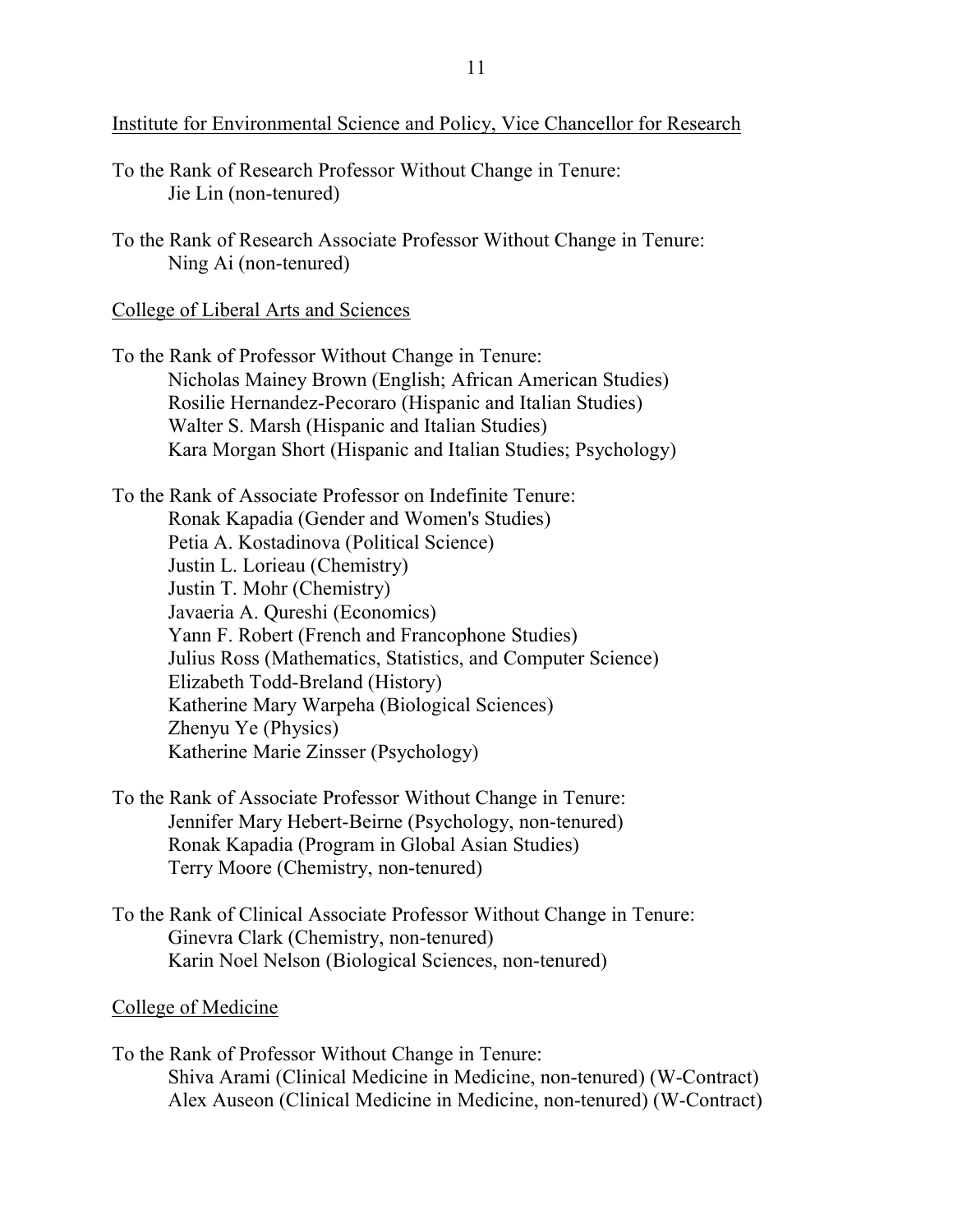Institute for Environmental Science and Policy, Vice Chancellor for Research

To the Rank of Research Professor Without Change in Tenure:
- Jie Lin (non-tenured)

To the Rank of Research Associate Professor Without Change in Tenure:
- Ning Ai (non-tenured)

College of Liberal Arts and Sciences

To the Rank of Professor Without Change in Tenure:
- Nicholas Mainey Brown (English; African American Studies)
- Rosilie Hernandez-Pecoraro (Hispanic and Italian Studies)
- Walter S. Marsh (Hispanic and Italian Studies)
- Kara Morgan Short (Hispanic and Italian Studies; Psychology)

To the Rank of Associate Professor on Indefinite Tenure:
- Ronak Kapadia (Gender and Women's Studies)
- Petia A. Kostadinova (Political Science)
- Justin L. Lorieau (Chemistry)
- Justin T. Mohr (Chemistry)
- Javaeria A. Qureshi (Economics)
- Yann F. Robert (French and Francophone Studies)
- Julius Ross (Mathematics, Statistics, and Computer Science)
- Elizabeth Todd-Breland (History)
- Katherine Mary Warpeha (Biological Sciences)
- Zhenyu Ye (Physics)
- Katherine Marie Zinsser (Psychology)

To the Rank of Associate Professor Without Change in Tenure:
- Jennifer Mary Hebert-Beirne (Psychology, non-tenured)
- Ronak Kapadia (Program in Global Asian Studies)
- Terry Moore (Chemistry, non-tenured)

To the Rank of Clinical Associate Professor Without Change in Tenure:
- Ginevra Clark (Chemistry, non-tenured)
- Karin Noel Nelson (Biological Sciences, non-tenured)

College of Medicine

To the Rank of Professor Without Change in Tenure:
- Shiva Arami (Clinical Medicine in Medicine, non-tenured) (W-Contract)
- Alex Auseon (Clinical Medicine in Medicine, non-tenured) (W-Contract)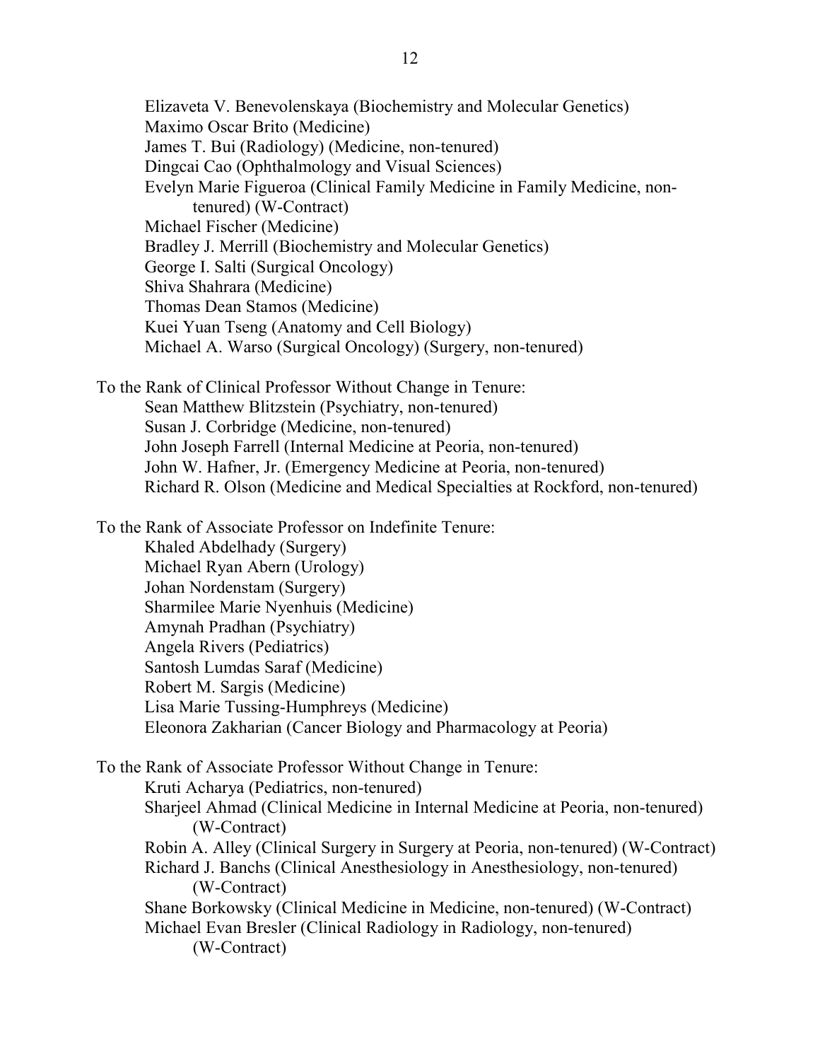Elizaveta V. Benevolenskaya (Biochemistry and Molecular Genetics)
Maximo Oscar Brito (Medicine)
James T. Bui (Radiology) (Medicine, non-tenured)
Dingcai Cao (Ophthalmology and Visual Sciences)
Evelyn Marie Figueroa (Clinical Family Medicine in Family Medicine, non-tenured) (W-Contract)
Michael Fischer (Medicine)
Bradley J. Merrill (Biochemistry and Molecular Genetics)
George I. Salti (Surgical Oncology)
Shiva Shahrara (Medicine)
Thomas Dean Stamos (Medicine)
Kuei Yuan Tseng (Anatomy and Cell Biology)
Michael A. Warso (Surgical Oncology) (Surgery, non-tenured)

To the Rank of Clinical Professor Without Change in Tenure:

Sean Matthew Blitzstein (Psychiatry, non-tenured)
Susan J. Corbridge (Medicine, non-tenured)
John Joseph Farrell (Internal Medicine at Peoria, non-tenured)
John W. Hafner, Jr. (Emergency Medicine at Peoria, non-tenured)
Richard R. Olson (Medicine and Medical Specialties at Rockford, non-tenured)

To the Rank of Associate Professor on Indefinite Tenure:

Khaled Abdelhady (Surgery)
Michael Ryan Abern (Urology)
Johan Nordenstam (Surgery)
Sharmilee Marie Nyenhuis (Medicine)
Amynah Pradhan (Psychiatry)
Angela Rivers (Pediatrics)
Santosh Lumdas Saraf (Medicine)
Robert M. Sargis (Medicine)
Lisa Marie Tussing-Humphreys (Medicine)
Eleonora Zakharian (Cancer Biology and Pharmacology at Peoria)

To the Rank of Associate Professor Without Change in Tenure:

Kruti Acharya (Pediatrics, non-tenured)
Sharjeel Ahmad (Clinical Medicine in Internal Medicine at Peoria, non-tenured) (W-Contract)
Robin A. Alley (Clinical Surgery in Surgery at Peoria, non-tenured) (W-Contract)
Richard J. Banchs (Clinical Anesthesiology in Anesthesiology, non-tenured) (W-Contract)
Shane Borkowsky (Clinical Medicine in Medicine, non-tenured) (W-Contract)
Michael Evan Bresler (Clinical Radiology in Radiology, non-tenured) (W-Contract)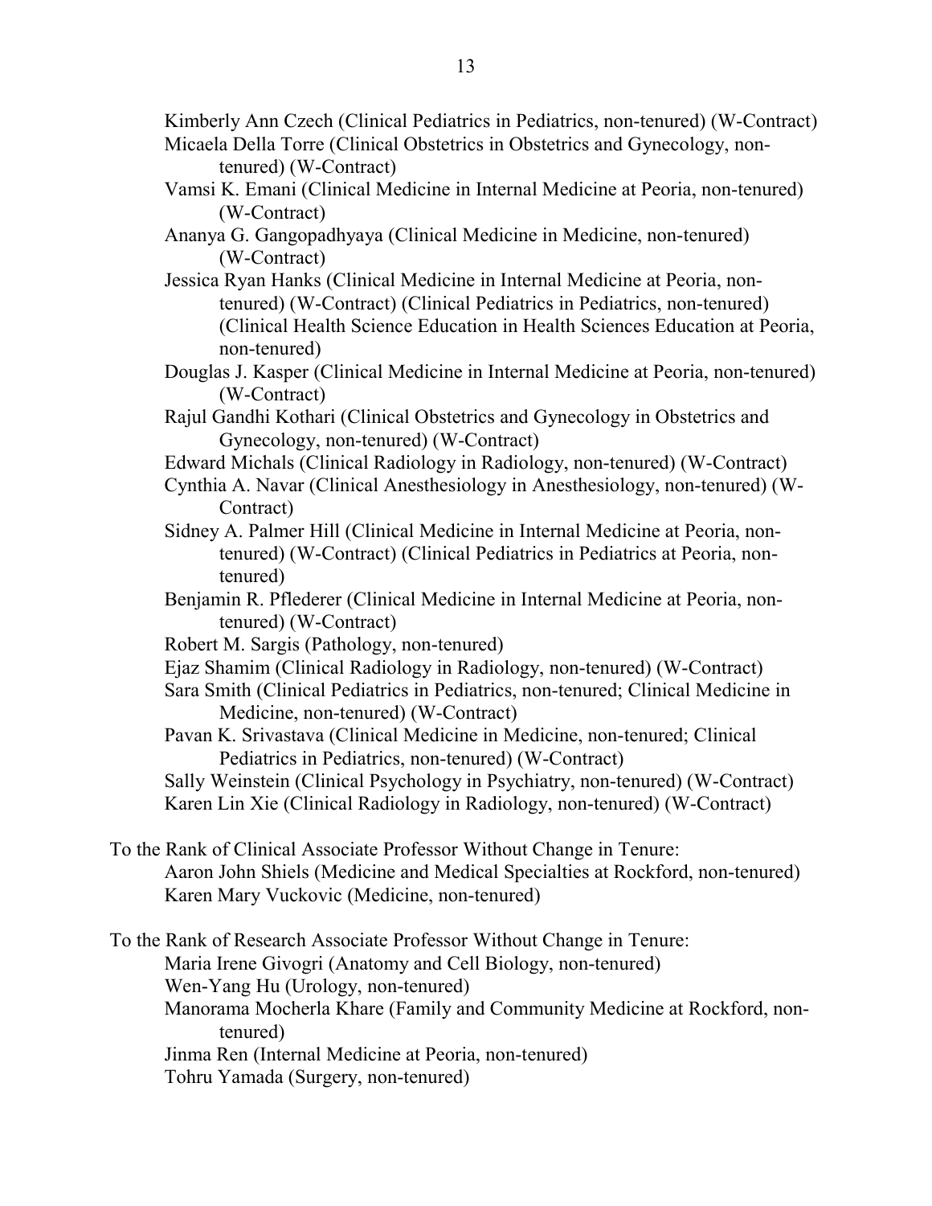Kimberly Ann Czech (Clinical Pediatrics in Pediatrics, non-tenured) (W-Contract)
Micaela Della Torre (Clinical Obstetrics in Obstetrics and Gynecology, non-tenured) (W-Contract)
Vamsi K. Emani (Clinical Medicine in Internal Medicine at Peoria, non-tenured) (W-Contract)
Ananya G. Gangopadhyaya (Clinical Medicine in Medicine, non-tenured) (W-Contract)
Jessica Ryan Hanks (Clinical Medicine in Internal Medicine at Peoria, non-tenured) (W-Contract) (Clinical Pediatrics in Pediatrics, non-tenured) (Clinical Health Science Education in Health Sciences Education at Peoria, non-tenured)
Douglas J. Kasper (Clinical Medicine in Internal Medicine at Peoria, non-tenured) (W-Contract)
Rajul Gandhi Kothari (Clinical Obstetrics and Gynecology in Obstetrics and Gynecology, non-tenured) (W-Contract)
Edward Michals (Clinical Radiology in Radiology, non-tenured) (W-Contract)
Cynthia A. Navar (Clinical Anesthesiology in Anesthesiology, non-tenured) (W-Contract)
Sidney A. Palmer Hill (Clinical Medicine in Internal Medicine at Peoria, non-tenured) (W-Contract) (Clinical Pediatrics in Pediatrics at Peoria, non-tenured)
Benjamin R. Pflederer (Clinical Medicine in Internal Medicine at Peoria, non-tenured) (W-Contract)
Robert M. Sargis (Pathology, non-tenured)
Ejaz Shamim (Clinical Radiology in Radiology, non-tenured) (W-Contract)
Sara Smith (Clinical Pediatrics in Pediatrics, non-tenured; Clinical Medicine in Medicine, non-tenured) (W-Contract)
Pavan K. Srivastava (Clinical Medicine in Medicine, non-tenured; Clinical Pediatrics in Pediatrics, non-tenured) (W-Contract)
Sally Weinstein (Clinical Psychology in Psychiatry, non-tenured) (W-Contract)
Karen Lin Xie (Clinical Radiology in Radiology, non-tenured) (W-Contract)

To the Rank of Clinical Associate Professor Without Change in Tenure:
Aaron John Shiels (Medicine and Medical Specialties at Rockford, non-tenured)
Karen Mary Vuckovic (Medicine, non-tenured)

To the Rank of Research Associate Professor Without Change in Tenure:
Maria Irene Givogri (Anatomy and Cell Biology, non-tenured)
Wen-Yang Hu (Urology, non-tenured)
Manorama Mocherla Khare (Family and Community Medicine at Rockford, non-tenured)
Jinma Ren (Internal Medicine at Peoria, non-tenured)
Tohru Yamada (Surgery, non-tenured)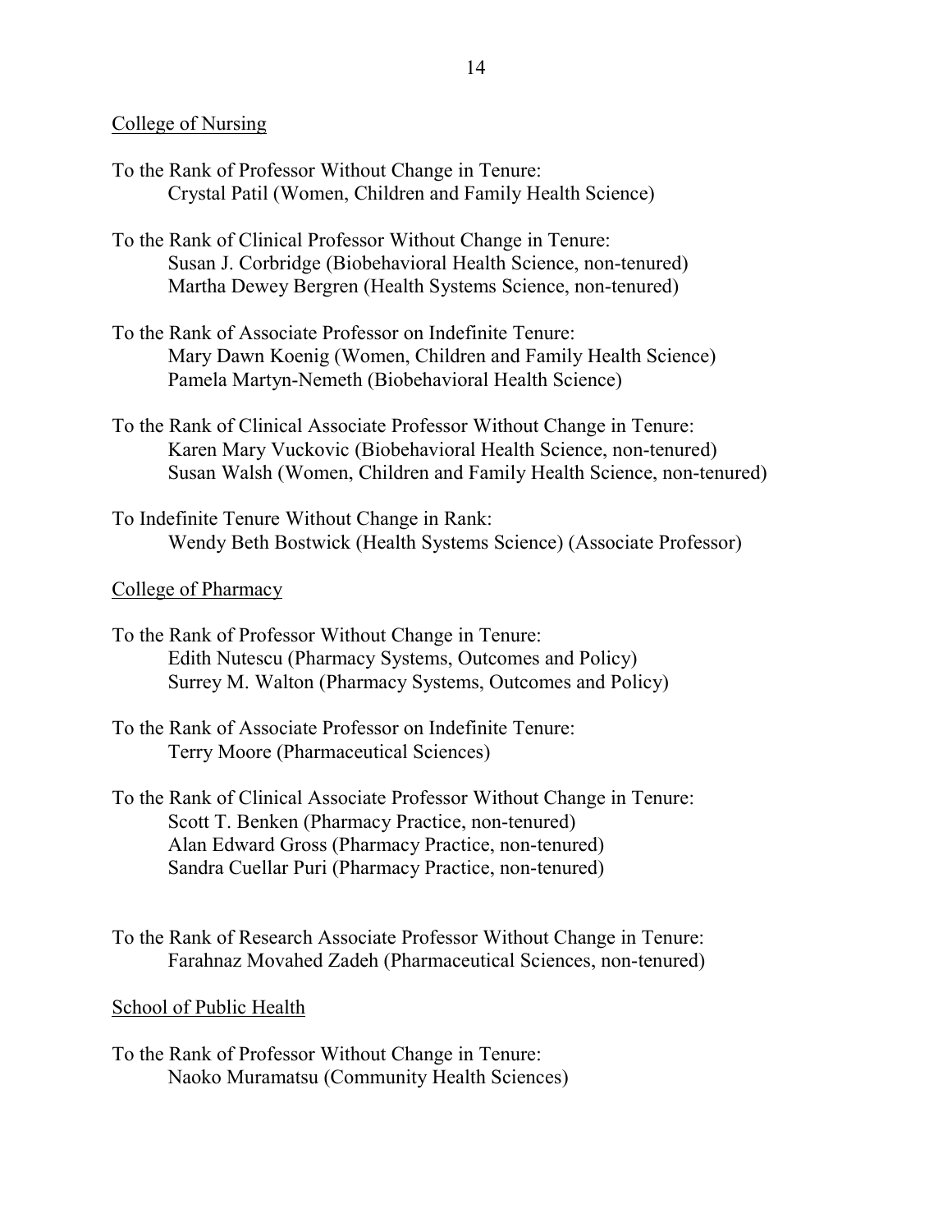College of Nursing

To the Rank of Professor Without Change in Tenure:
  Crystal Patil (Women, Children and Family Health Science)

To the Rank of Clinical Professor Without Change in Tenure:
  Susan J. Corbridge (Biobehavioral Health Science, non-tenured)
  Martha Dewey Bergren (Health Systems Science, non-tenured)

To the Rank of Associate Professor on Indefinite Tenure:
  Mary Dawn Koenig (Women, Children and Family Health Science)
  Pamela Martyn-Nemeth (Biobehavioral Health Science)

To the Rank of Clinical Associate Professor Without Change in Tenure:
  Karen Mary Vuckovic (Biobehavioral Health Science, non-tenured)
  Susan Walsh (Women, Children and Family Health Science, non-tenured)

To Indefinite Tenure Without Change in Rank:
  Wendy Beth Bostwick (Health Systems Science) (Associate Professor)

College of Pharmacy

To the Rank of Professor Without Change in Tenure:
  Edith Nutescu (Pharmacy Systems, Outcomes and Policy)
  Surrey M. Walton (Pharmacy Systems, Outcomes and Policy)

To the Rank of Associate Professor on Indefinite Tenure:
  Terry Moore (Pharmaceutical Sciences)

To the Rank of Clinical Associate Professor Without Change in Tenure:
  Scott T. Benken (Pharmacy Practice, non-tenured)
  Alan Edward Gross (Pharmacy Practice, non-tenured)
  Sandra Cuellar Puri (Pharmacy Practice, non-tenured)

To the Rank of Research Associate Professor Without Change in Tenure:
  Farahnaz Movahed Zadeh (Pharmaceutical Sciences, non-tenured)

School of Public Health

To the Rank of Professor Without Change in Tenure:
  Naoko Muramatsu (Community Health Sciences)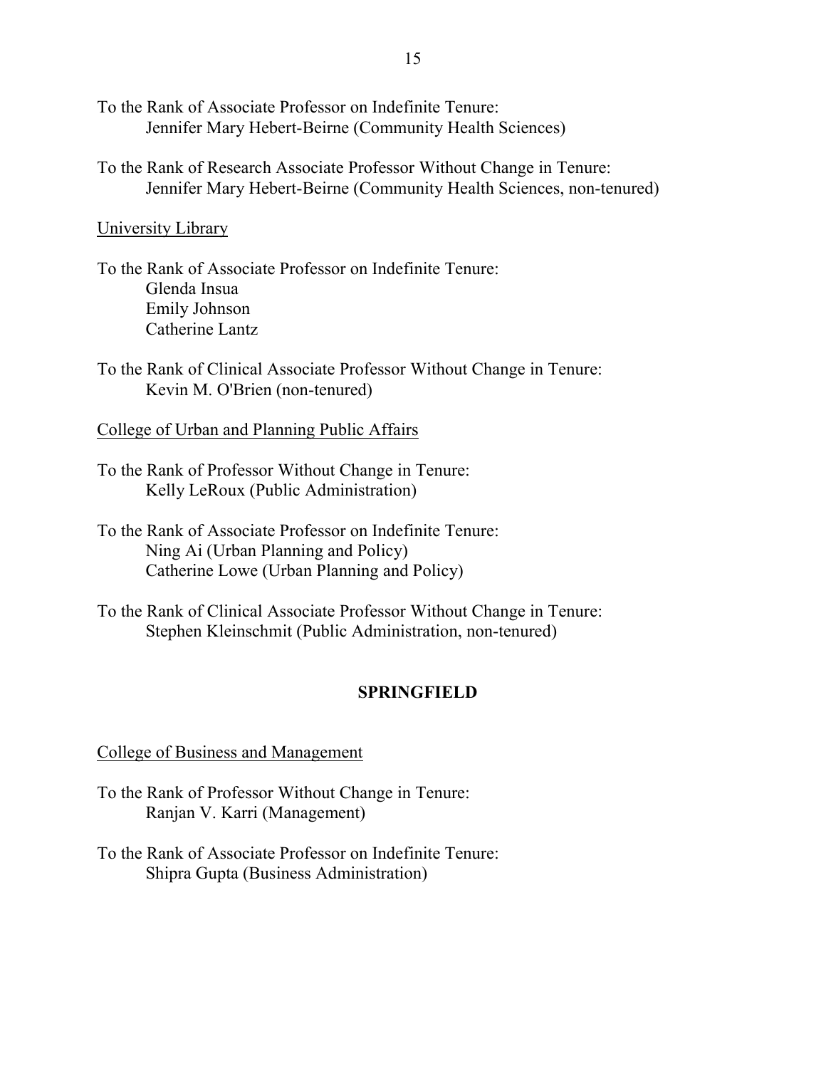To the Rank of Associate Professor on Indefinite Tenure:
- Jennifer Mary Hebert-Beirne (Community Health Sciences)

To the Rank of Research Associate Professor Without Change in Tenure:
- Jennifer Mary Hebert-Beirne (Community Health Sciences, non-tenured)

<u>University Library</u>

To the Rank of Associate Professor on Indefinite Tenure:
- Glenda Insua
- Emily Johnson
- Catherine Lantz

To the Rank of Clinical Associate Professor Without Change in Tenure:
- Kevin M. O'Brien (non-tenured)

<u>College of Urban and Planning Public Affairs</u>

To the Rank of Professor Without Change in Tenure:
- Kelly LeRoux (Public Administration)

To the Rank of Associate Professor on Indefinite Tenure:
- Ning Ai (Urban Planning and Policy)
- Catherine Lowe (Urban Planning and Policy)

To the Rank of Clinical Associate Professor Without Change in Tenure:
- Stephen Kleinschmit (Public Administration, non-tenured)

## SPRINGFIELD

<u>College of Business and Management</u>

To the Rank of Professor Without Change in Tenure:
- Ranjan V. Karri (Management)

To the Rank of Associate Professor on Indefinite Tenure:
- Shipra Gupta (Business Administration)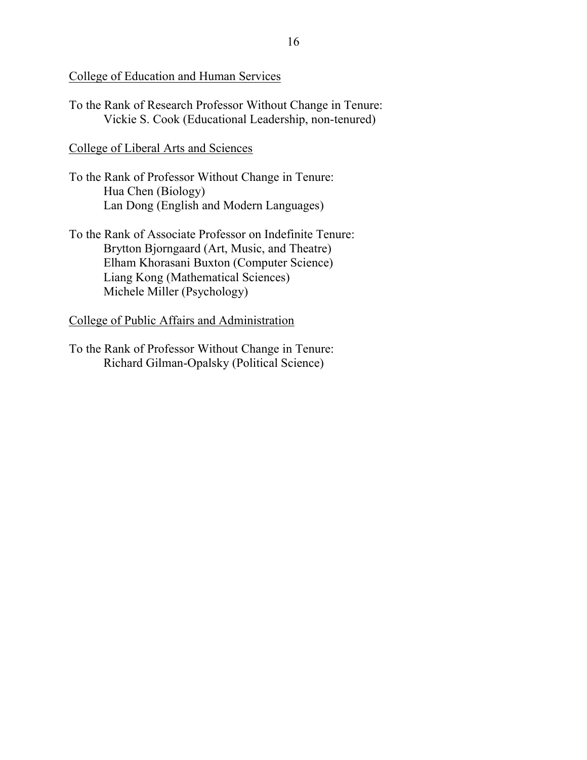<u>College of Education and Human Services</u>

To the Rank of Research Professor Without Change in Tenure:
Vickie S. Cook (Educational Leadership, non-tenured)

<u>College of Liberal Arts and Sciences</u>

To the Rank of Professor Without Change in Tenure:
Hua Chen (Biology)
Lan Dong (English and Modern Languages)

To the Rank of Associate Professor on Indefinite Tenure:
Brytton Bjorngaard (Art, Music, and Theatre)
Elham Khorasani Buxton (Computer Science)
Liang Kong (Mathematical Sciences)
Michele Miller (Psychology)

<u>College of Public Affairs and Administration</u>

To the Rank of Professor Without Change in Tenure:
Richard Gilman-Opalsky (Political Science)